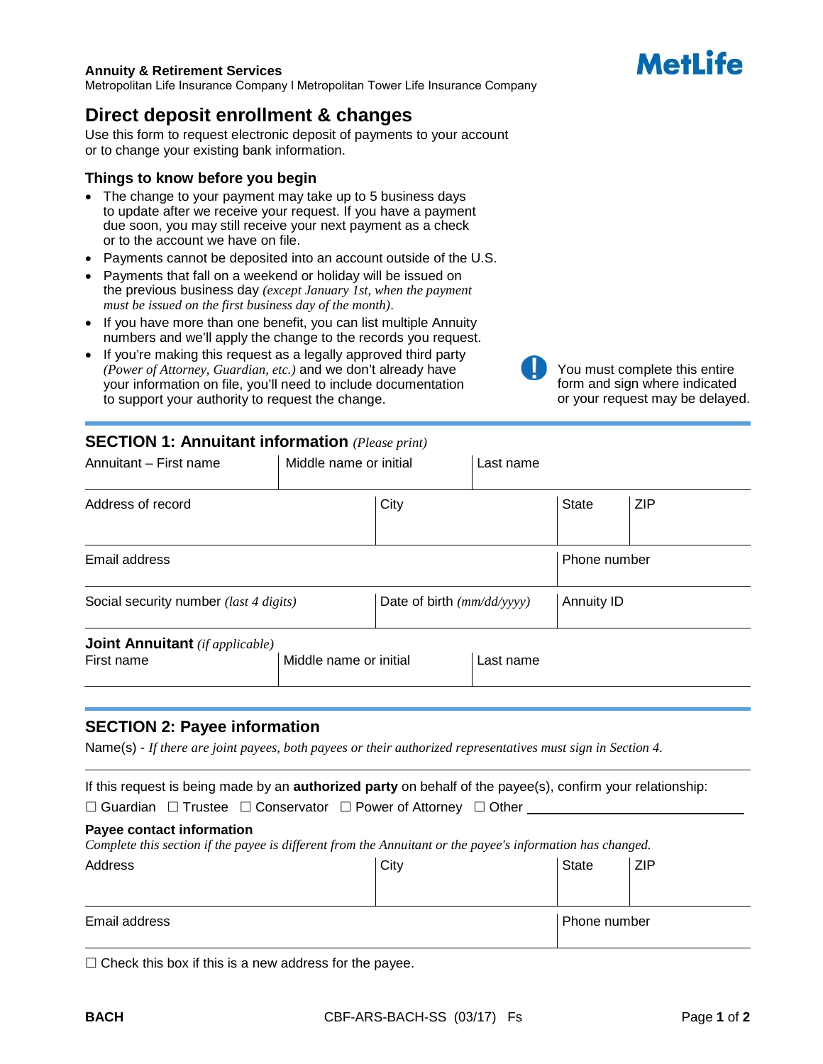**Annuity & Retirement Services**
Metropolitan Life Insurance Company I Metropolitan Tower Life Insurance Company

MetLife

# Direct deposit enrollment & changes

Use this form to request electronic deposit of payments to your account or to change your existing bank information.

### Things to know before you begin

- The change to your payment may take up to 5 business days to update after we receive your request. If you have a payment due soon, you may still receive your next payment as a check or to the account we have on file.
- Payments cannot be deposited into an account outside of the U.S.
- Payments that fall on a weekend or holiday will be issued on the previous business day *(except January 1st, when the payment must be issued on the first business day of the month)*.
- If you have more than one benefit, you can list multiple Annuity numbers and we'll apply the change to the records you request.
- If you're making this request as a legally approved third party *(Power of Attorney, Guardian, etc.)* and we don't already have your information on file, you'll need to include documentation to support your authority to request the change.

You must complete this entire form and sign where indicated or your request may be delayed.

## SECTION 1: Annuitant information *(Please print)*

| Annuitant – First name | Middle name or initial | Last name | |
|---|---|---|---|
| | | | |

| Address of record | City | State | ZIP |
|---|---|---|---|
| | | | |

| Email address | Phone number |
|---|---|
| | |

| Social security number *(last 4 digits)* | Date of birth *(mm/dd/yyyy)* | Annuity ID |
|---|---|---|
| | | |

**Joint Annuitant** *(if applicable)*

| First name | Middle name or initial | Last name |
|---|---|---|
| | | |

## SECTION 2: Payee information

Name(s) - *If there are joint payees, both payees or their authorized representatives must sign in Section 4.*

If this request is being made by an **authorized party** on behalf of the payee(s), confirm your relationship:

☐ Guardian ☐ Trustee ☐ Conservator ☐ Power of Attorney ☐ Other ______________________

**Payee contact information**

*Complete this section if the payee is different from the Annuitant or the payee's information has changed.*

| Address | City | State | ZIP |
|---|---|---|---|
| | | | |

| Email address | Phone number |
|---|---|
| | |

☐ Check this box if this is a new address for the payee.

BACH CBF-ARS-BACH-SS (03/17) Fs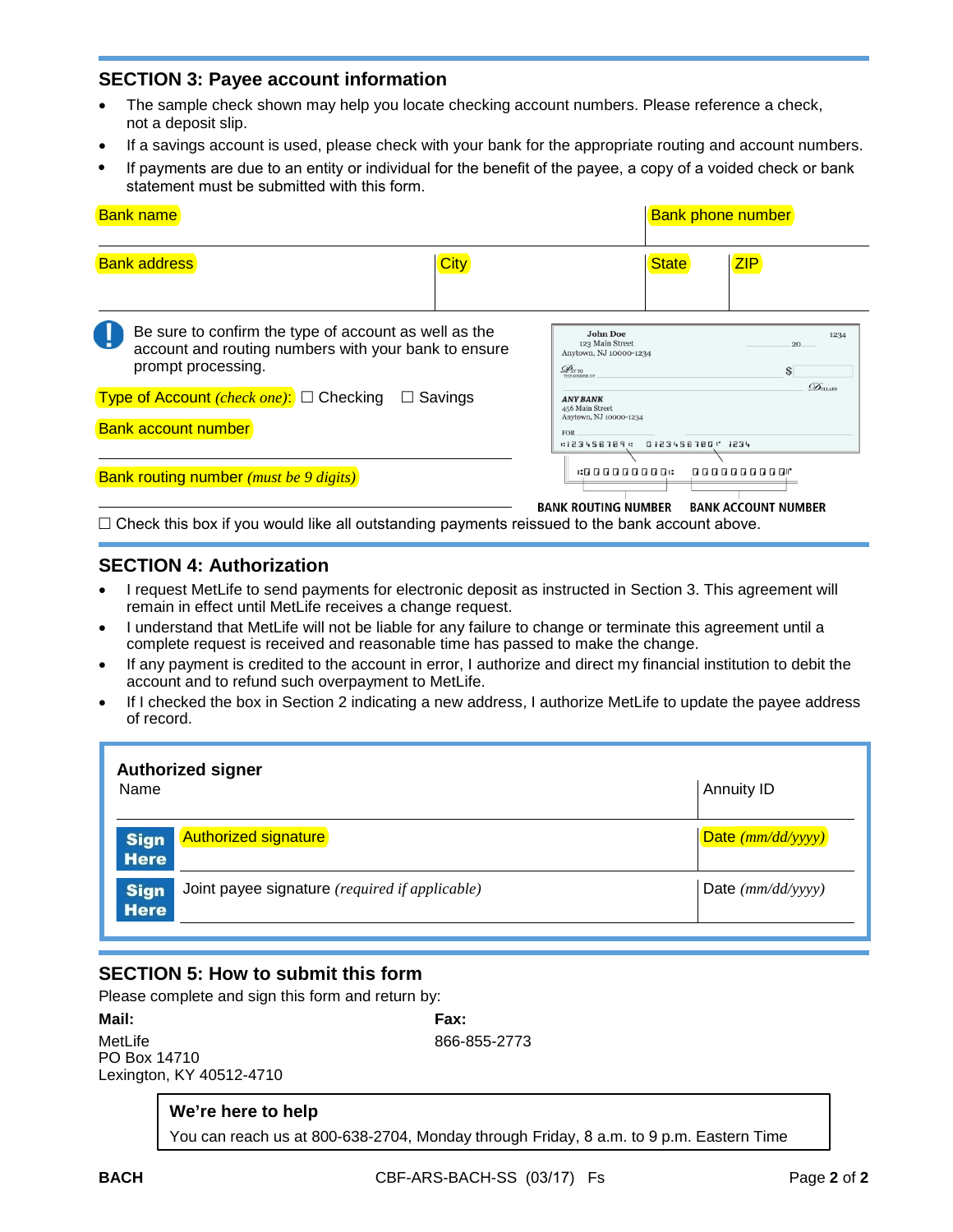## SECTION 3: Payee account information

- The sample check shown may help you locate checking account numbers. Please reference a check, not a deposit slip.
- If a savings account is used, please check with your bank for the appropriate routing and account numbers.
- If payments are due to an entity or individual for the benefit of the payee, a copy of a voided check or bank statement must be submitted with this form.

| Bank name | | | Bank phone number |
|---|---|---|---|
| Bank address | City | State | ZIP |

Be sure to confirm the type of account as well as the account and routing numbers with your bank to ensure prompt processing.

Type of Account *(check one)*: ☐ Checking ☐ Savings

Bank account number

Bank routing number *(must be 9 digits)*

John Doe
123 Main Street
Anytown, NJ 10000-1234
1234
20
PAY TO THE ORDER OF
$
DOLLARS
ANY BANK
456 Main Street
Anytown, NJ 10000-1234
FOR
⑆123456789⑆ 0123456780⑈ 1234

⑆000000000⑆ 0000000000⑈

BANK ROUTING NUMBER BANK ACCOUNT NUMBER

☐ Check this box if you would like all outstanding payments reissued to the bank account above.

## SECTION 4: Authorization

- I request MetLife to send payments for electronic deposit as instructed in Section 3. This agreement will remain in effect until MetLife receives a change request.
- I understand that MetLife will not be liable for any failure to change or terminate this agreement until a complete request is received and reasonable time has passed to make the change.
- If any payment is credited to the account in error, I authorize and direct my financial institution to debit the account and to refund such overpayment to MetLife.
- If I checked the box in Section 2 indicating a new address, I authorize MetLife to update the payee address of record.

**Authorized signer**

| Name | Annuity ID |
|---|---|
| **Sign Here** Authorized signature | Date *(mm/dd/yyyy)* |
| **Sign Here** Joint payee signature *(required if applicable)* | Date *(mm/dd/yyyy)* |

## SECTION 5: How to submit this form

Please complete and sign this form and return by:

**Mail:**
MetLife
PO Box 14710
Lexington, KY 40512-4710

**Fax:**
866-855-2773

**We're here to help**
You can reach us at 800-638-2704, Monday through Friday, 8 a.m. to 9 p.m. Eastern Time

BACH CBF-ARS-BACH-SS (03/17) Fs